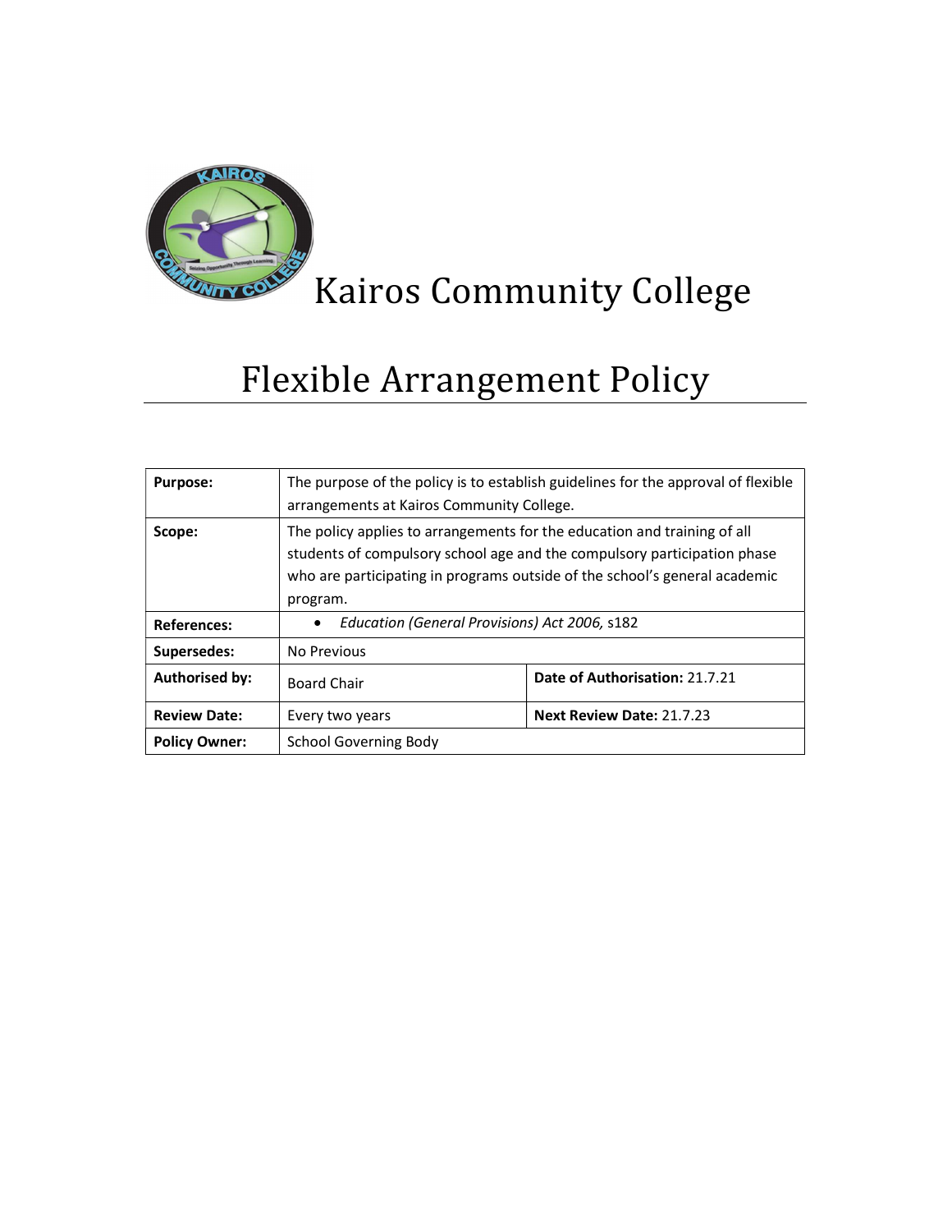# Kairos Community College

# Flexible Arrangement Policy

| | | |
|---|---|---|
| **Purpose:** | The purpose of the policy is to establish guidelines for the approval of flexible arrangements at Kairos Community College. | |
| **Scope:** | The policy applies to arrangements for the education and training of all students of compulsory school age and the compulsory participation phase who are participating in programs outside of the school's general academic program. | |
| **References:** | • *Education (General Provisions) Act 2006,* s182 | |
| **Supersedes:** | No Previous | |
| **Authorised by:** | Board Chair | **Date of Authorisation:** 21.7.21 |
| **Review Date:** | Every two years | **Next Review Date:** 21.7.23 |
| **Policy Owner:** | School Governing Body | |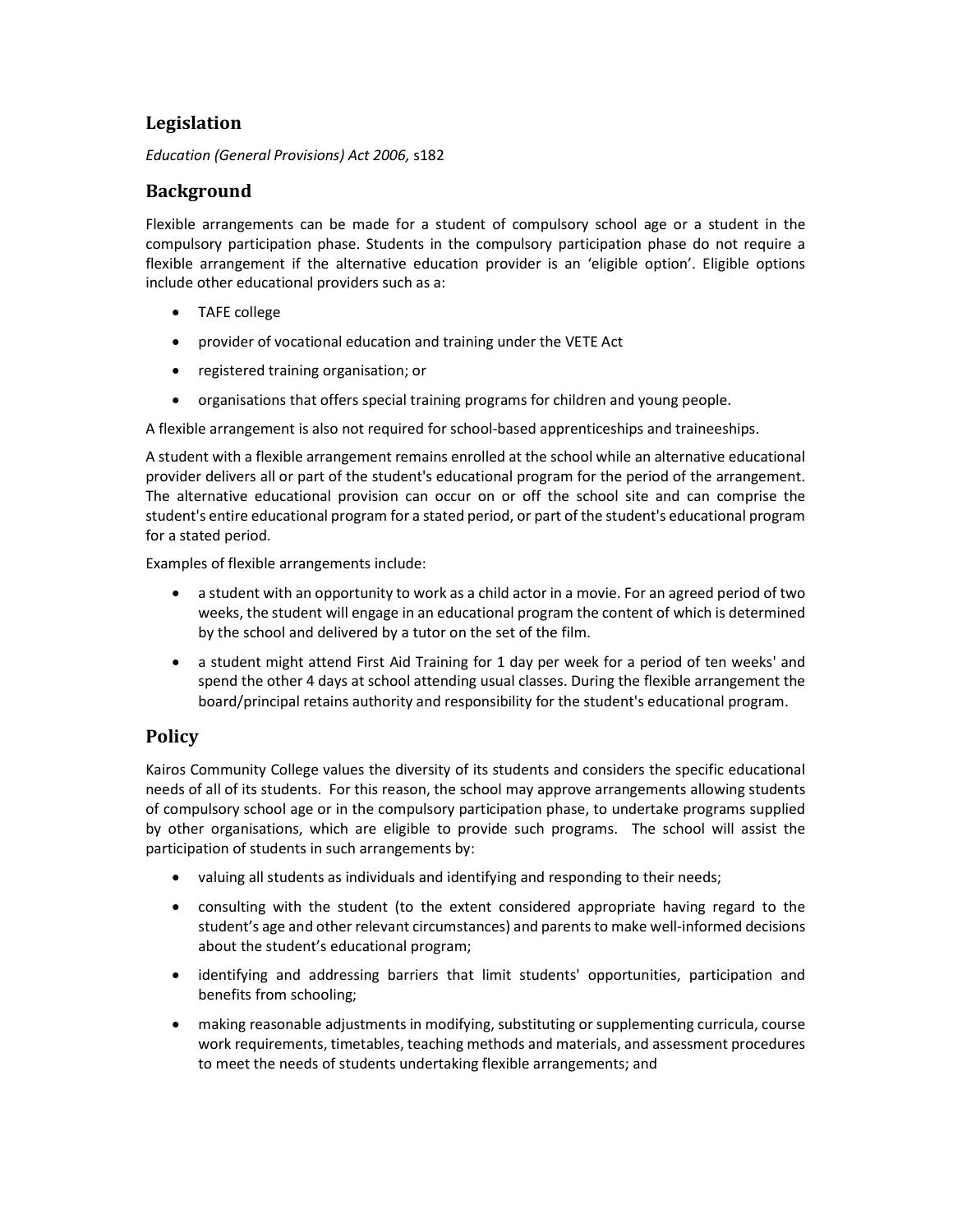## Legislation

*Education (General Provisions) Act 2006,* s182

## Background

Flexible arrangements can be made for a student of compulsory school age or a student in the compulsory participation phase. Students in the compulsory participation phase do not require a flexible arrangement if the alternative education provider is an 'eligible option'. Eligible options include other educational providers such as a:

- TAFE college
- provider of vocational education and training under the VETE Act
- registered training organisation; or
- organisations that offers special training programs for children and young people.

A flexible arrangement is also not required for school-based apprenticeships and traineeships.

A student with a flexible arrangement remains enrolled at the school while an alternative educational provider delivers all or part of the student's educational program for the period of the arrangement. The alternative educational provision can occur on or off the school site and can comprise the student's entire educational program for a stated period, or part of the student's educational program for a stated period.

Examples of flexible arrangements include:

- a student with an opportunity to work as a child actor in a movie. For an agreed period of two weeks, the student will engage in an educational program the content of which is determined by the school and delivered by a tutor on the set of the film.
- a student might attend First Aid Training for 1 day per week for a period of ten weeks' and spend the other 4 days at school attending usual classes. During the flexible arrangement the board/principal retains authority and responsibility for the student's educational program.

## Policy

Kairos Community College values the diversity of its students and considers the specific educational needs of all of its students. For this reason, the school may approve arrangements allowing students of compulsory school age or in the compulsory participation phase, to undertake programs supplied by other organisations, which are eligible to provide such programs. The school will assist the participation of students in such arrangements by:

- valuing all students as individuals and identifying and responding to their needs;
- consulting with the student (to the extent considered appropriate having regard to the student's age and other relevant circumstances) and parents to make well-informed decisions about the student's educational program;
- identifying and addressing barriers that limit students' opportunities, participation and benefits from schooling;
- making reasonable adjustments in modifying, substituting or supplementing curricula, course work requirements, timetables, teaching methods and materials, and assessment procedures to meet the needs of students undertaking flexible arrangements; and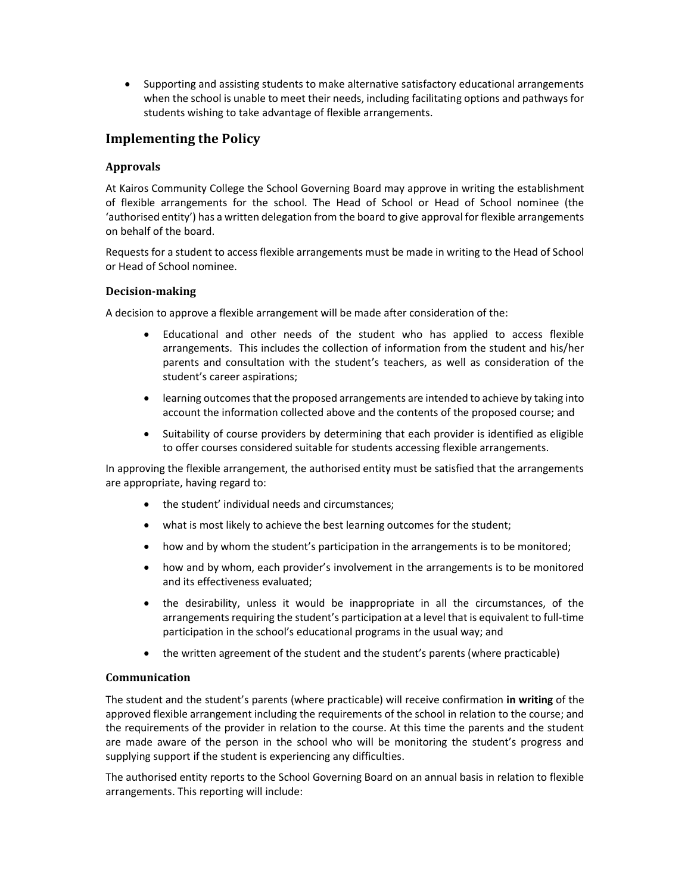- Supporting and assisting students to make alternative satisfactory educational arrangements when the school is unable to meet their needs, including facilitating options and pathways for students wishing to take advantage of flexible arrangements.

## Implementing the Policy

### Approvals

At Kairos Community College the School Governing Board may approve in writing the establishment of flexible arrangements for the school. The Head of School or Head of School nominee (the 'authorised entity') has a written delegation from the board to give approval for flexible arrangements on behalf of the board.

Requests for a student to access flexible arrangements must be made in writing to the Head of School or Head of School nominee.

### Decision-making

A decision to approve a flexible arrangement will be made after consideration of the:

- Educational and other needs of the student who has applied to access flexible arrangements. This includes the collection of information from the student and his/her parents and consultation with the student's teachers, as well as consideration of the student's career aspirations;
- learning outcomes that the proposed arrangements are intended to achieve by taking into account the information collected above and the contents of the proposed course; and
- Suitability of course providers by determining that each provider is identified as eligible to offer courses considered suitable for students accessing flexible arrangements.

In approving the flexible arrangement, the authorised entity must be satisfied that the arrangements are appropriate, having regard to:

- the student' individual needs and circumstances;
- what is most likely to achieve the best learning outcomes for the student;
- how and by whom the student's participation in the arrangements is to be monitored;
- how and by whom, each provider's involvement in the arrangements is to be monitored and its effectiveness evaluated;
- the desirability, unless it would be inappropriate in all the circumstances, of the arrangements requiring the student's participation at a level that is equivalent to full-time participation in the school's educational programs in the usual way; and
- the written agreement of the student and the student's parents (where practicable)

### Communication

The student and the student's parents (where practicable) will receive confirmation **in writing** of the approved flexible arrangement including the requirements of the school in relation to the course; and the requirements of the provider in relation to the course. At this time the parents and the student are made aware of the person in the school who will be monitoring the student's progress and supplying support if the student is experiencing any difficulties.

The authorised entity reports to the School Governing Board on an annual basis in relation to flexible arrangements. This reporting will include: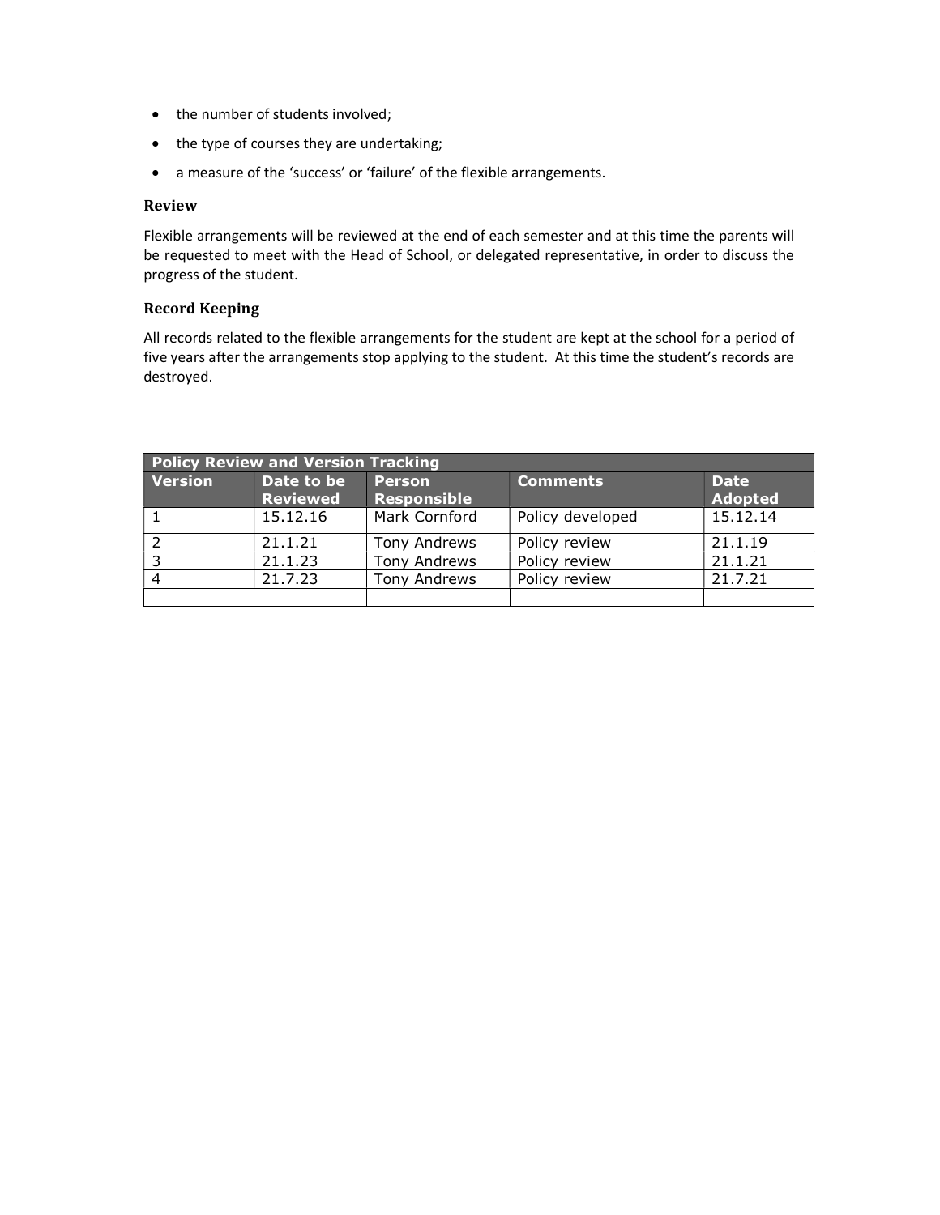- the number of students involved;
- the type of courses they are undertaking;
- a measure of the 'success' or 'failure' of the flexible arrangements.

### Review

Flexible arrangements will be reviewed at the end of each semester and at this time the parents will be requested to meet with the Head of School, or delegated representative, in order to discuss the progress of the student.

### Record Keeping

All records related to the flexible arrangements for the student are kept at the school for a period of five years after the arrangements stop applying to the student. At this time the student's records are destroyed.

| Policy Review and Version Tracking | | | | |
|---|---|---|---|---|
| **Version** | **Date to be Reviewed** | **Person Responsible** | **Comments** | **Date Adopted** |
| 1 | 15.12.16 | Mark Cornford | Policy developed | 15.12.14 |
| 2 | 21.1.21 | Tony Andrews | Policy review | 21.1.19 |
| 3 | 21.1.23 | Tony Andrews | Policy review | 21.1.21 |
| 4 | 21.7.23 | Tony Andrews | Policy review | 21.7.21 |
| | | | | |